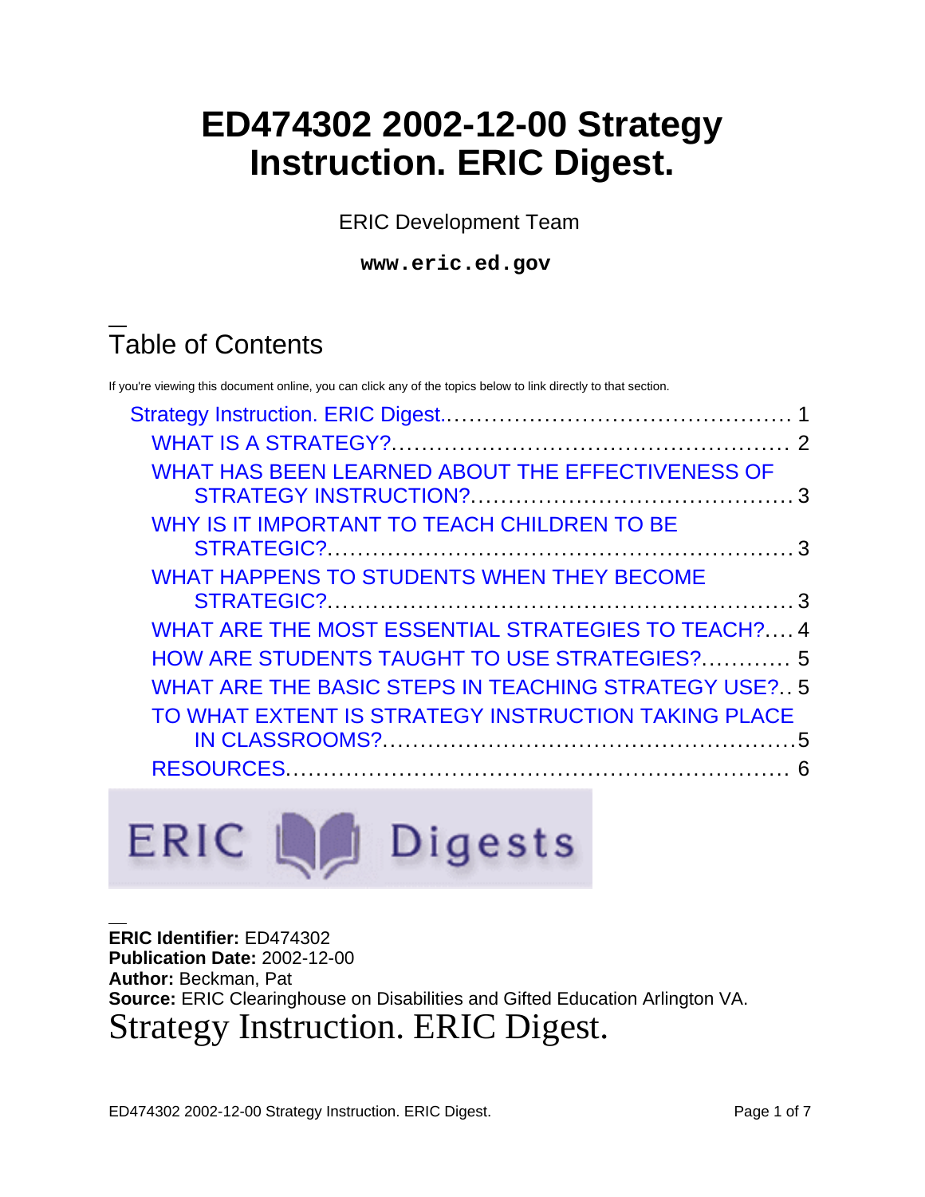# ED474302 2002-12-00 Strategy Instruction. ERIC Digest.

ERIC Development Team

**www.eric.ed.gov**

## Table of Contents

If you're viewing this document online, you can click any of the topics below to link directly to that section.

- Strategy Instruction. ERIC Digest.............................................. 1
  - WHAT IS A STRATEGY?.................................................... 2
  - WHAT HAS BEEN LEARNED ABOUT THE EFFECTIVENESS OF STRATEGY INSTRUCTION?.......................................... 3
  - WHY IS IT IMPORTANT TO TEACH CHILDREN TO BE STRATEGIC?............................................................ 3
  - WHAT HAPPENS TO STUDENTS WHEN THEY BECOME STRATEGIC?............................................................ 3
  - WHAT ARE THE MOST ESSENTIAL STRATEGIES TO TEACH?.... 4
  - HOW ARE STUDENTS TAUGHT TO USE STRATEGIES?............ 5
  - WHAT ARE THE BASIC STEPS IN TEACHING STRATEGY USE?.. 5
  - TO WHAT EXTENT IS STRATEGY INSTRUCTION TAKING PLACE IN CLASSROOMS?..................................................... 5
  - RESOURCES................................................................. 6

ERIC Digests

**ERIC Identifier:** ED474302
**Publication Date:** 2002-12-00
**Author:** Beckman, Pat
**Source:** ERIC Clearinghouse on Disabilities and Gifted Education Arlington VA.

# Strategy Instruction. ERIC Digest.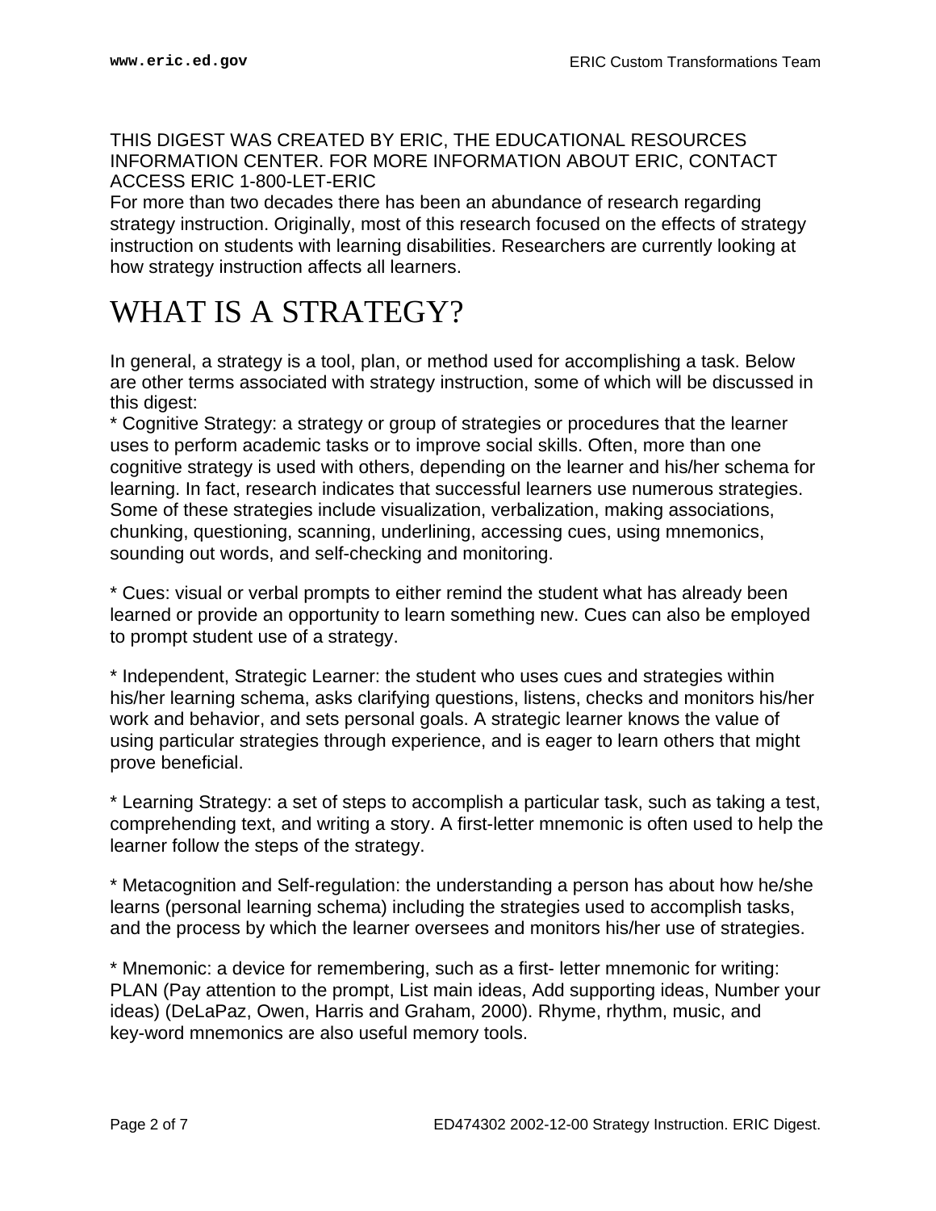THIS DIGEST WAS CREATED BY ERIC, THE EDUCATIONAL RESOURCES INFORMATION CENTER. FOR MORE INFORMATION ABOUT ERIC, CONTACT ACCESS ERIC 1-800-LET-ERIC

For more than two decades there has been an abundance of research regarding strategy instruction. Originally, most of this research focused on the effects of strategy instruction on students with learning disabilities. Researchers are currently looking at how strategy instruction affects all learners.

# WHAT IS A STRATEGY?

In general, a strategy is a tool, plan, or method used for accomplishing a task. Below are other terms associated with strategy instruction, some of which will be discussed in this digest:

* Cognitive Strategy: a strategy or group of strategies or procedures that the learner uses to perform academic tasks or to improve social skills. Often, more than one cognitive strategy is used with others, depending on the learner and his/her schema for learning. In fact, research indicates that successful learners use numerous strategies. Some of these strategies include visualization, verbalization, making associations, chunking, questioning, scanning, underlining, accessing cues, using mnemonics, sounding out words, and self-checking and monitoring.

* Cues: visual or verbal prompts to either remind the student what has already been learned or provide an opportunity to learn something new. Cues can also be employed to prompt student use of a strategy.

* Independent, Strategic Learner: the student who uses cues and strategies within his/her learning schema, asks clarifying questions, listens, checks and monitors his/her work and behavior, and sets personal goals. A strategic learner knows the value of using particular strategies through experience, and is eager to learn others that might prove beneficial.

* Learning Strategy: a set of steps to accomplish a particular task, such as taking a test, comprehending text, and writing a story. A first-letter mnemonic is often used to help the learner follow the steps of the strategy.

* Metacognition and Self-regulation: the understanding a person has about how he/she learns (personal learning schema) including the strategies used to accomplish tasks, and the process by which the learner oversees and monitors his/her use of strategies.

* Mnemonic: a device for remembering, such as a first- letter mnemonic for writing: PLAN (Pay attention to the prompt, List main ideas, Add supporting ideas, Number your ideas) (DeLaPaz, Owen, Harris and Graham, 2000). Rhyme, rhythm, music, and key-word mnemonics are also useful memory tools.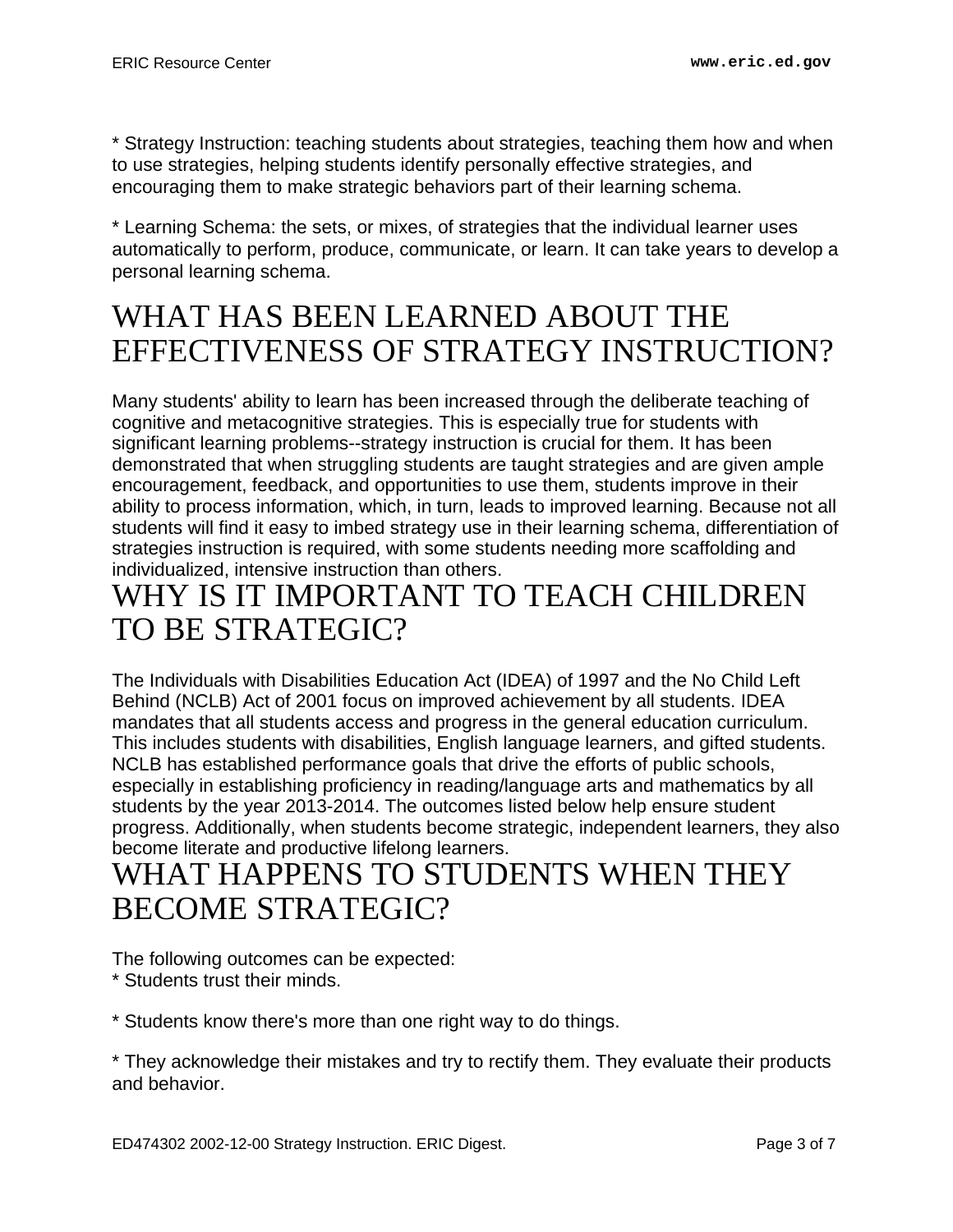* Strategy Instruction: teaching students about strategies, teaching them how and when to use strategies, helping students identify personally effective strategies, and encouraging them to make strategic behaviors part of their learning schema.

* Learning Schema: the sets, or mixes, of strategies that the individual learner uses automatically to perform, produce, communicate, or learn. It can take years to develop a personal learning schema.

# WHAT HAS BEEN LEARNED ABOUT THE EFFECTIVENESS OF STRATEGY INSTRUCTION?

Many students' ability to learn has been increased through the deliberate teaching of cognitive and metacognitive strategies. This is especially true for students with significant learning problems--strategy instruction is crucial for them. It has been demonstrated that when struggling students are taught strategies and are given ample encouragement, feedback, and opportunities to use them, students improve in their ability to process information, which, in turn, leads to improved learning. Because not all students will find it easy to imbed strategy use in their learning schema, differentiation of strategies instruction is required, with some students needing more scaffolding and individualized, intensive instruction than others.

# WHY IS IT IMPORTANT TO TEACH CHILDREN TO BE STRATEGIC?

The Individuals with Disabilities Education Act (IDEA) of 1997 and the No Child Left Behind (NCLB) Act of 2001 focus on improved achievement by all students. IDEA mandates that all students access and progress in the general education curriculum. This includes students with disabilities, English language learners, and gifted students. NCLB has established performance goals that drive the efforts of public schools, especially in establishing proficiency in reading/language arts and mathematics by all students by the year 2013-2014. The outcomes listed below help ensure student progress. Additionally, when students become strategic, independent learners, they also become literate and productive lifelong learners.

# WHAT HAPPENS TO STUDENTS WHEN THEY BECOME STRATEGIC?

The following outcomes can be expected:
* Students trust their minds.

* Students know there's more than one right way to do things.

* They acknowledge their mistakes and try to rectify them. They evaluate their products and behavior.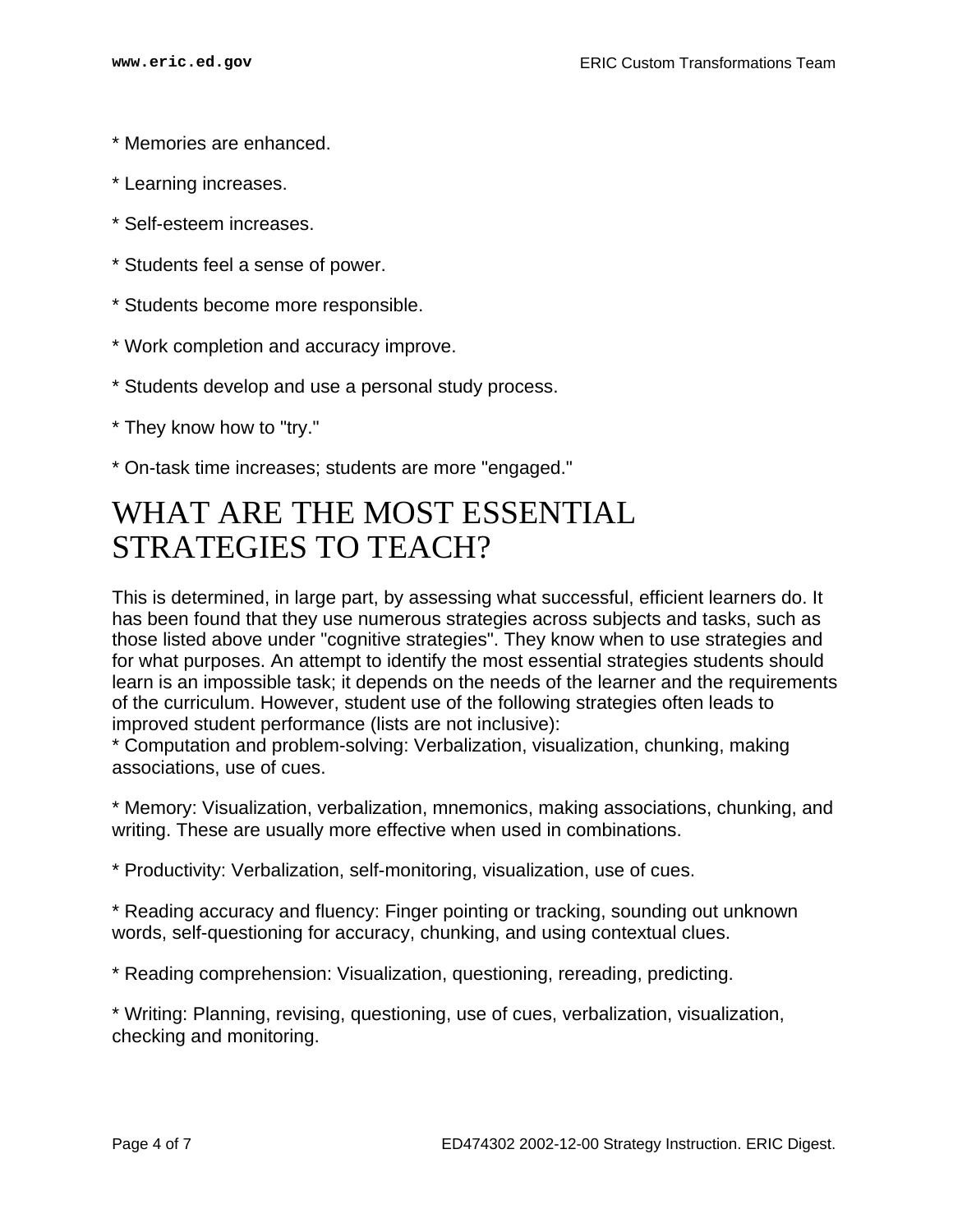* Memories are enhanced.

* Learning increases.

* Self-esteem increases.

* Students feel a sense of power.

* Students become more responsible.

* Work completion and accuracy improve.

* Students develop and use a personal study process.

* They know how to "try."

* On-task time increases; students are more "engaged."

# WHAT ARE THE MOST ESSENTIAL STRATEGIES TO TEACH?

This is determined, in large part, by assessing what successful, efficient learners do. It has been found that they use numerous strategies across subjects and tasks, such as those listed above under "cognitive strategies". They know when to use strategies and for what purposes. An attempt to identify the most essential strategies students should learn is an impossible task; it depends on the needs of the learner and the requirements of the curriculum. However, student use of the following strategies often leads to improved student performance (lists are not inclusive):

* Computation and problem-solving: Verbalization, visualization, chunking, making associations, use of cues.

* Memory: Visualization, verbalization, mnemonics, making associations, chunking, and writing. These are usually more effective when used in combinations.

* Productivity: Verbalization, self-monitoring, visualization, use of cues.

* Reading accuracy and fluency: Finger pointing or tracking, sounding out unknown words, self-questioning for accuracy, chunking, and using contextual clues.

* Reading comprehension: Visualization, questioning, rereading, predicting.

* Writing: Planning, revising, questioning, use of cues, verbalization, visualization, checking and monitoring.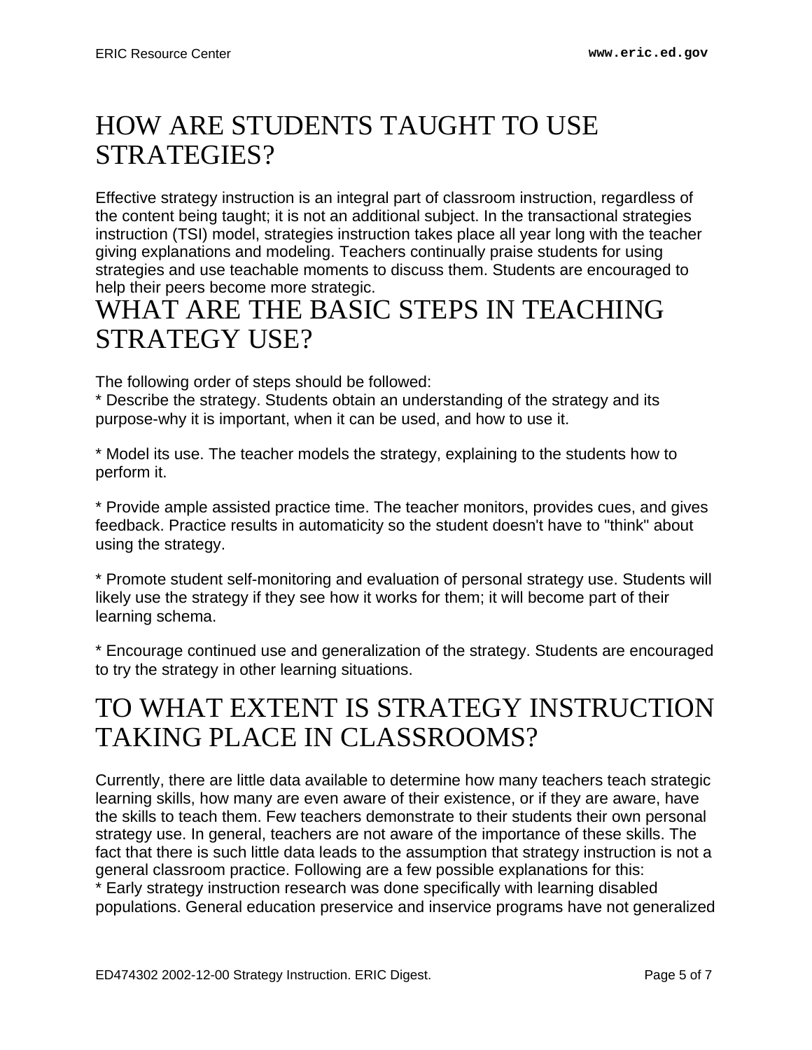# HOW ARE STUDENTS TAUGHT TO USE STRATEGIES?

Effective strategy instruction is an integral part of classroom instruction, regardless of the content being taught; it is not an additional subject. In the transactional strategies instruction (TSI) model, strategies instruction takes place all year long with the teacher giving explanations and modeling. Teachers continually praise students for using strategies and use teachable moments to discuss them. Students are encouraged to help their peers become more strategic.

# WHAT ARE THE BASIC STEPS IN TEACHING STRATEGY USE?

The following order of steps should be followed:

* Describe the strategy. Students obtain an understanding of the strategy and its purpose-why it is important, when it can be used, and how to use it.

* Model its use. The teacher models the strategy, explaining to the students how to perform it.

* Provide ample assisted practice time. The teacher monitors, provides cues, and gives feedback. Practice results in automaticity so the student doesn't have to "think" about using the strategy.

* Promote student self-monitoring and evaluation of personal strategy use. Students will likely use the strategy if they see how it works for them; it will become part of their learning schema.

* Encourage continued use and generalization of the strategy. Students are encouraged to try the strategy in other learning situations.

# TO WHAT EXTENT IS STRATEGY INSTRUCTION TAKING PLACE IN CLASSROOMS?

Currently, there are little data available to determine how many teachers teach strategic learning skills, how many are even aware of their existence, or if they are aware, have the skills to teach them. Few teachers demonstrate to their students their own personal strategy use. In general, teachers are not aware of the importance of these skills. The fact that there is such little data leads to the assumption that strategy instruction is not a general classroom practice. Following are a few possible explanations for this:

* Early strategy instruction research was done specifically with learning disabled populations. General education preservice and inservice programs have not generalized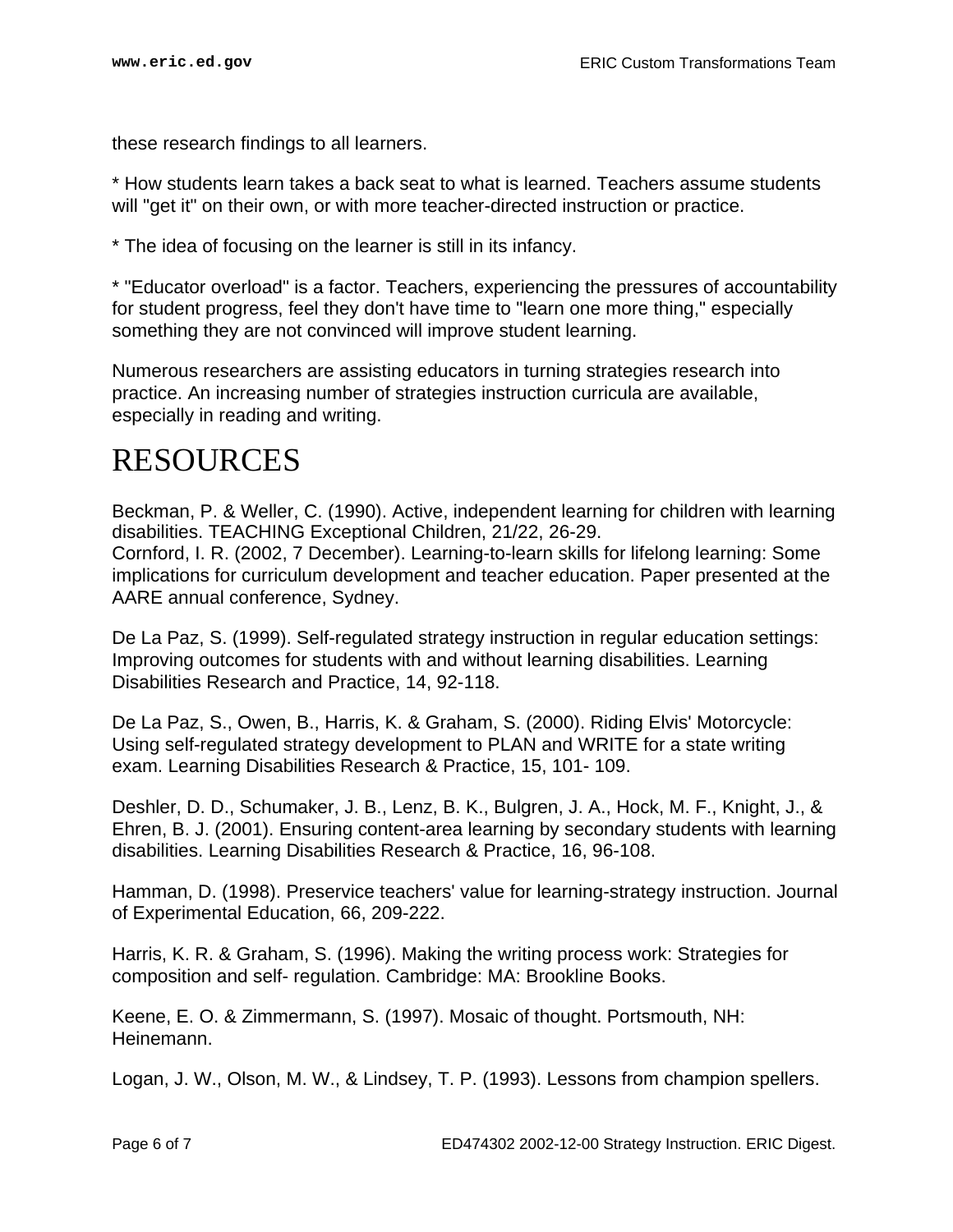these research findings to all learners.

* How students learn takes a back seat to what is learned. Teachers assume students will "get it" on their own, or with more teacher-directed instruction or practice.

* The idea of focusing on the learner is still in its infancy.

* "Educator overload" is a factor. Teachers, experiencing the pressures of accountability for student progress, feel they don't have time to "learn one more thing," especially something they are not convinced will improve student learning.

Numerous researchers are assisting educators in turning strategies research into practice. An increasing number of strategies instruction curricula are available, especially in reading and writing.

# RESOURCES

Beckman, P. & Weller, C. (1990). Active, independent learning for children with learning disabilities. TEACHING Exceptional Children, 21/22, 26-29.
Cornford, I. R. (2002, 7 December). Learning-to-learn skills for lifelong learning: Some implications for curriculum development and teacher education. Paper presented at the AARE annual conference, Sydney.

De La Paz, S. (1999). Self-regulated strategy instruction in regular education settings: Improving outcomes for students with and without learning disabilities. Learning Disabilities Research and Practice, 14, 92-118.

De La Paz, S., Owen, B., Harris, K. & Graham, S. (2000). Riding Elvis' Motorcycle: Using self-regulated strategy development to PLAN and WRITE for a state writing exam. Learning Disabilities Research & Practice, 15, 101- 109.

Deshler, D. D., Schumaker, J. B., Lenz, B. K., Bulgren, J. A., Hock, M. F., Knight, J., & Ehren, B. J. (2001). Ensuring content-area learning by secondary students with learning disabilities. Learning Disabilities Research & Practice, 16, 96-108.

Hamman, D. (1998). Preservice teachers' value for learning-strategy instruction. Journal of Experimental Education, 66, 209-222.

Harris, K. R. & Graham, S. (1996). Making the writing process work: Strategies for composition and self- regulation. Cambridge: MA: Brookline Books.

Keene, E. O. & Zimmermann, S. (1997). Mosaic of thought. Portsmouth, NH: Heinemann.

Logan, J. W., Olson, M. W., & Lindsey, T. P. (1993). Lessons from champion spellers.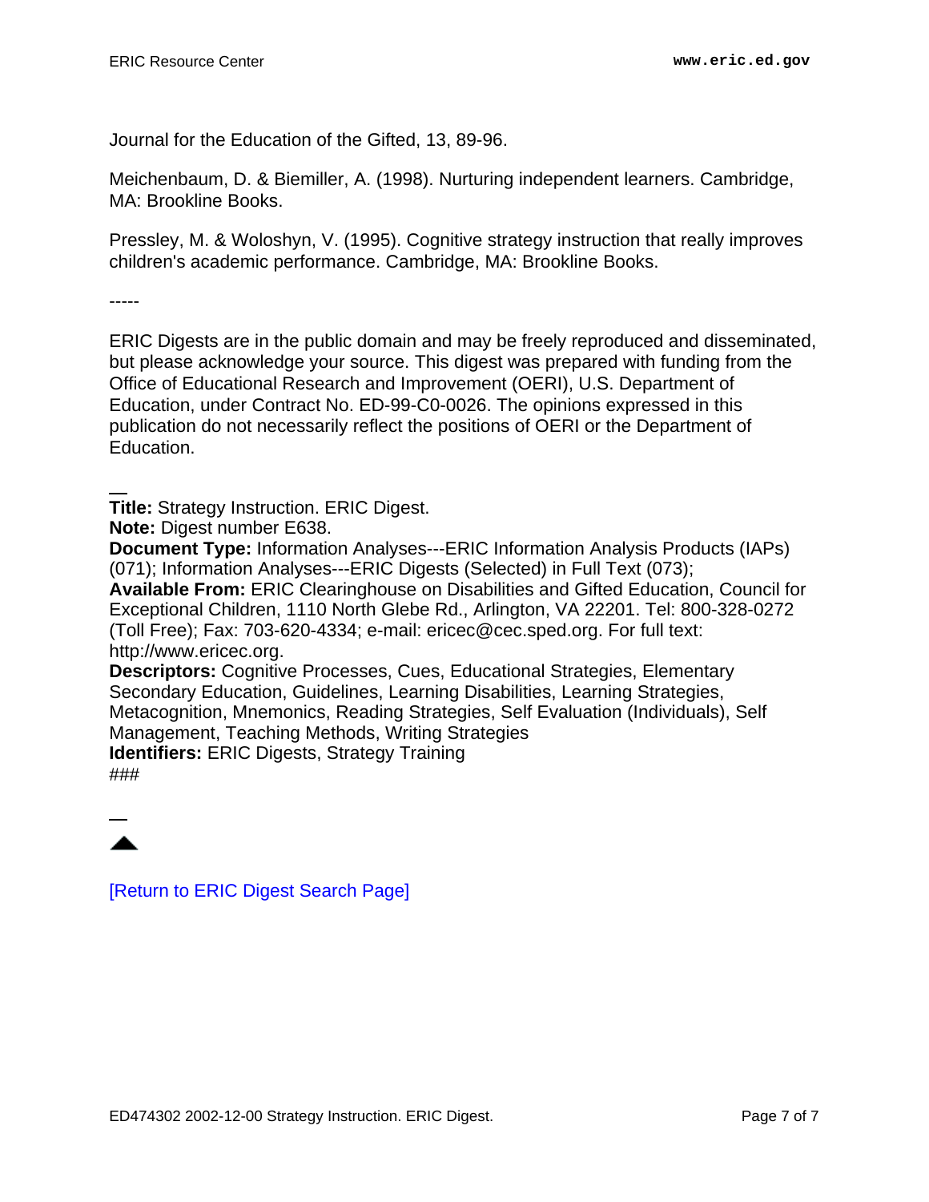Journal for the Education of the Gifted, 13, 89-96.

Meichenbaum, D. & Biemiller, A. (1998). Nurturing independent learners. Cambridge, MA: Brookline Books.

Pressley, M. & Woloshyn, V. (1995). Cognitive strategy instruction that really improves children's academic performance. Cambridge, MA: Brookline Books.

-----

ERIC Digests are in the public domain and may be freely reproduced and disseminated, but please acknowledge your source. This digest was prepared with funding from the Office of Educational Research and Improvement (OERI), U.S. Department of Education, under Contract No. ED-99-C0-0026. The opinions expressed in this publication do not necessarily reflect the positions of OERI or the Department of Education.

---

**Title:** Strategy Instruction. ERIC Digest.
**Note:** Digest number E638.
**Document Type:** Information Analyses---ERIC Information Analysis Products (IAPs) (071); Information Analyses---ERIC Digests (Selected) in Full Text (073);
**Available From:** ERIC Clearinghouse on Disabilities and Gifted Education, Council for Exceptional Children, 1110 North Glebe Rd., Arlington, VA 22201. Tel: 800-328-0272 (Toll Free); Fax: 703-620-4334; e-mail: ericec@cec.sped.org. For full text: http://www.ericec.org.
**Descriptors:** Cognitive Processes, Cues, Educational Strategies, Elementary Secondary Education, Guidelines, Learning Disabilities, Learning Strategies, Metacognition, Mnemonics, Reading Strategies, Self Evaluation (Individuals), Self Management, Teaching Methods, Writing Strategies
**Identifiers:** ERIC Digests, Strategy Training
###

---

[Return to ERIC Digest Search Page]